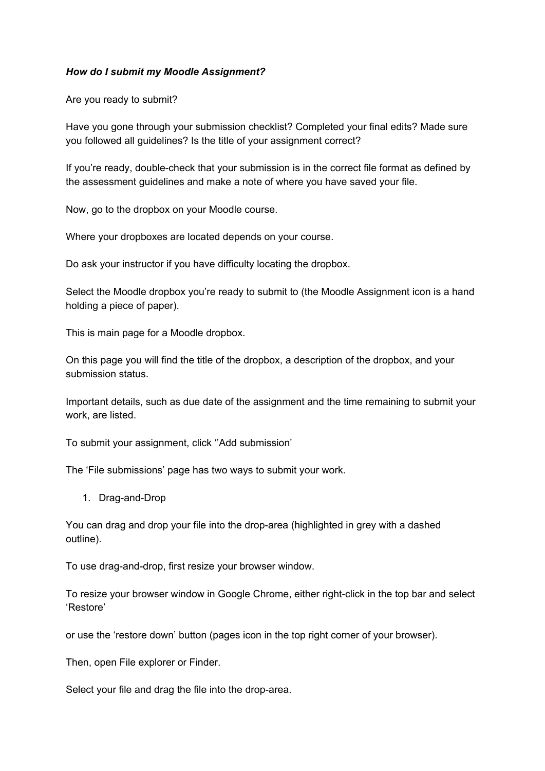***How do I submit my Moodle Assignment?***

Are you ready to submit?

Have you gone through your submission checklist? Completed your final edits? Made sure you followed all guidelines? Is the title of your assignment correct?

If you're ready, double-check that your submission is in the correct file format as defined by the assessment guidelines and make a note of where you have saved your file.

Now, go to the dropbox on your Moodle course.

Where your dropboxes are located depends on your course.

Do ask your instructor if you have difficulty locating the dropbox.

Select the Moodle dropbox you're ready to submit to (the Moodle Assignment icon is a hand holding a piece of paper).

This is main page for a Moodle dropbox.

On this page you will find the title of the dropbox, a description of the dropbox, and your submission status.

Important details, such as due date of the assignment and the time remaining to submit your work, are listed.

To submit your assignment, click ''Add submission'

The 'File submissions' page has two ways to submit your work.

1. Drag-and-Drop

You can drag and drop your file into the drop-area (highlighted in grey with a dashed outline).

To use drag-and-drop, first resize your browser window.

To resize your browser window in Google Chrome, either right-click in the top bar and select 'Restore'

or use the 'restore down' button (pages icon in the top right corner of your browser).

Then, open File explorer or Finder.

Select your file and drag the file into the drop-area.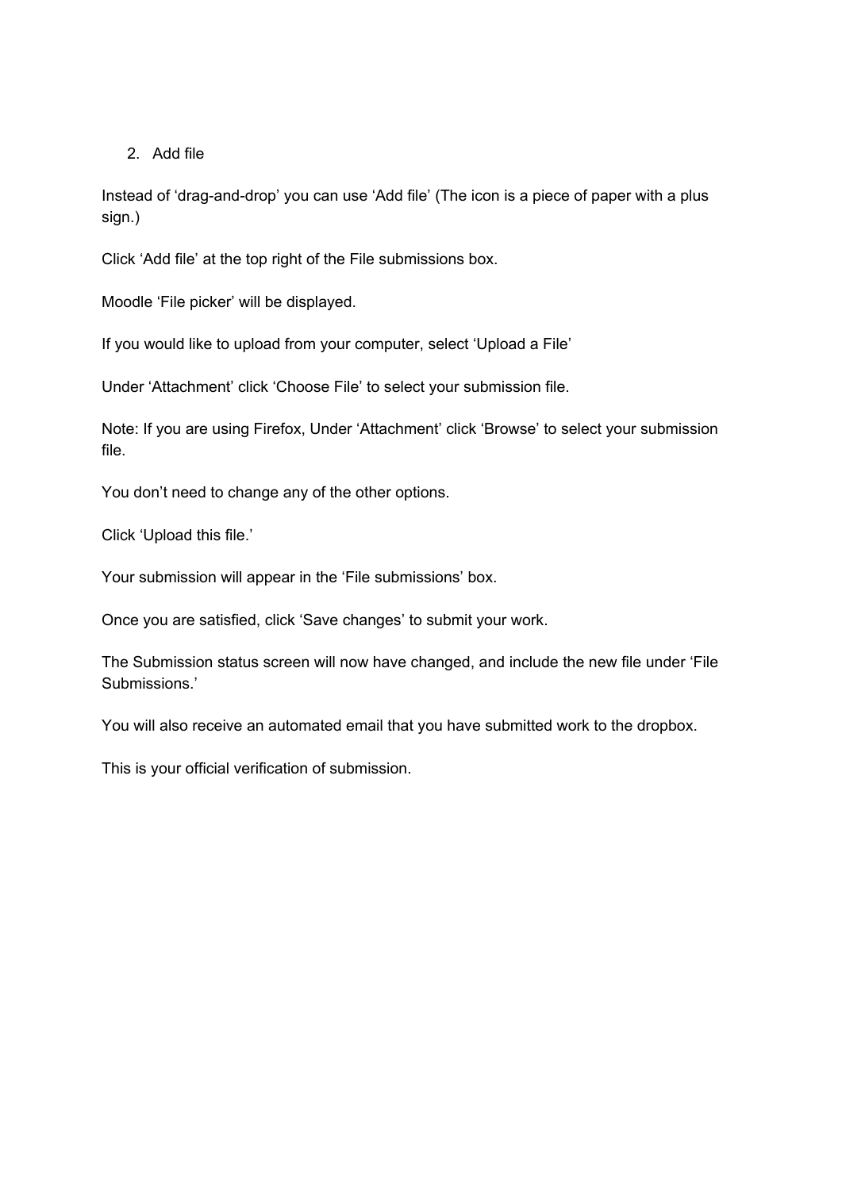2. Add file

Instead of ‘drag-and-drop’ you can use ‘Add file’ (The icon is a piece of paper with a plus sign.)

Click ‘Add file’ at the top right of the File submissions box.

Moodle ‘File picker’ will be displayed.

If you would like to upload from your computer, select ‘Upload a File’

Under ‘Attachment’ click ‘Choose File’ to select your submission file.

Note: If you are using Firefox, Under ‘Attachment’ click ‘Browse’ to select your submission file.

You don’t need to change any of the other options.

Click ‘Upload this file.’

Your submission will appear in the ‘File submissions’ box.

Once you are satisfied, click ‘Save changes’ to submit your work.

The Submission status screen will now have changed, and include the new file under ‘File Submissions.’

You will also receive an automated email that you have submitted work to the dropbox.

This is your official verification of submission.